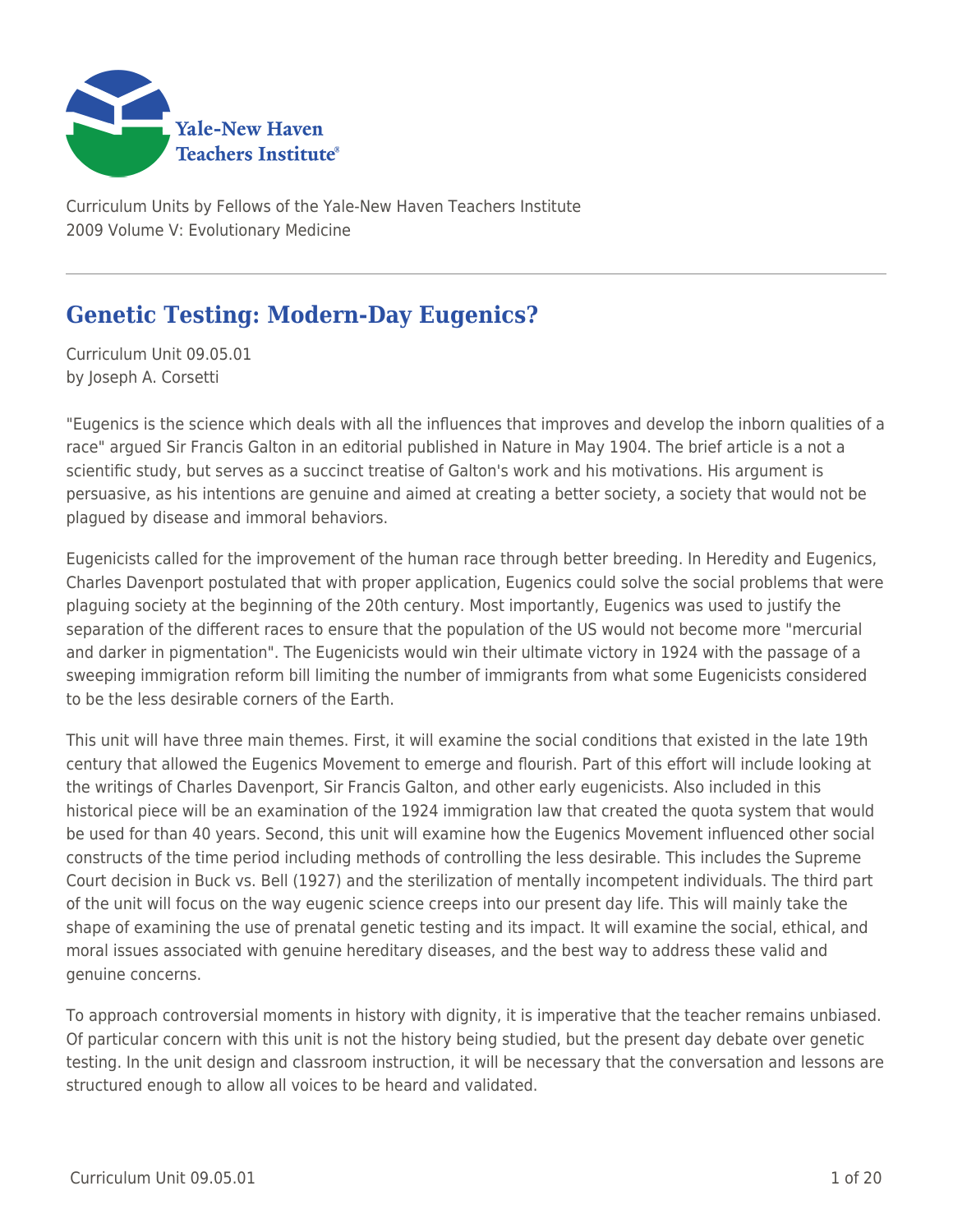Curriculum Units by Fellows of the Yale-New Haven Teachers Institute
2009 Volume V: Evolutionary Medicine

# Genetic Testing: Modern-Day Eugenics?

Curriculum Unit 09.05.01
by Joseph A. Corsetti

"Eugenics is the science which deals with all the influences that improves and develop the inborn qualities of a race" argued Sir Francis Galton in an editorial published in Nature in May 1904. The brief article is a not a scientific study, but serves as a succinct treatise of Galton's work and his motivations. His argument is persuasive, as his intentions are genuine and aimed at creating a better society, a society that would not be plagued by disease and immoral behaviors.

Eugenicists called for the improvement of the human race through better breeding. In Heredity and Eugenics, Charles Davenport postulated that with proper application, Eugenics could solve the social problems that were plaguing society at the beginning of the 20th century. Most importantly, Eugenics was used to justify the separation of the different races to ensure that the population of the US would not become more "mercurial and darker in pigmentation". The Eugenicists would win their ultimate victory in 1924 with the passage of a sweeping immigration reform bill limiting the number of immigrants from what some Eugenicists considered to be the less desirable corners of the Earth.

This unit will have three main themes. First, it will examine the social conditions that existed in the late 19th century that allowed the Eugenics Movement to emerge and flourish. Part of this effort will include looking at the writings of Charles Davenport, Sir Francis Galton, and other early eugenicists. Also included in this historical piece will be an examination of the 1924 immigration law that created the quota system that would be used for than 40 years. Second, this unit will examine how the Eugenics Movement influenced other social constructs of the time period including methods of controlling the less desirable. This includes the Supreme Court decision in Buck vs. Bell (1927) and the sterilization of mentally incompetent individuals. The third part of the unit will focus on the way eugenic science creeps into our present day life. This will mainly take the shape of examining the use of prenatal genetic testing and its impact. It will examine the social, ethical, and moral issues associated with genuine hereditary diseases, and the best way to address these valid and genuine concerns.

To approach controversial moments in history with dignity, it is imperative that the teacher remains unbiased. Of particular concern with this unit is not the history being studied, but the present day debate over genetic testing. In the unit design and classroom instruction, it will be necessary that the conversation and lessons are structured enough to allow all voices to be heard and validated.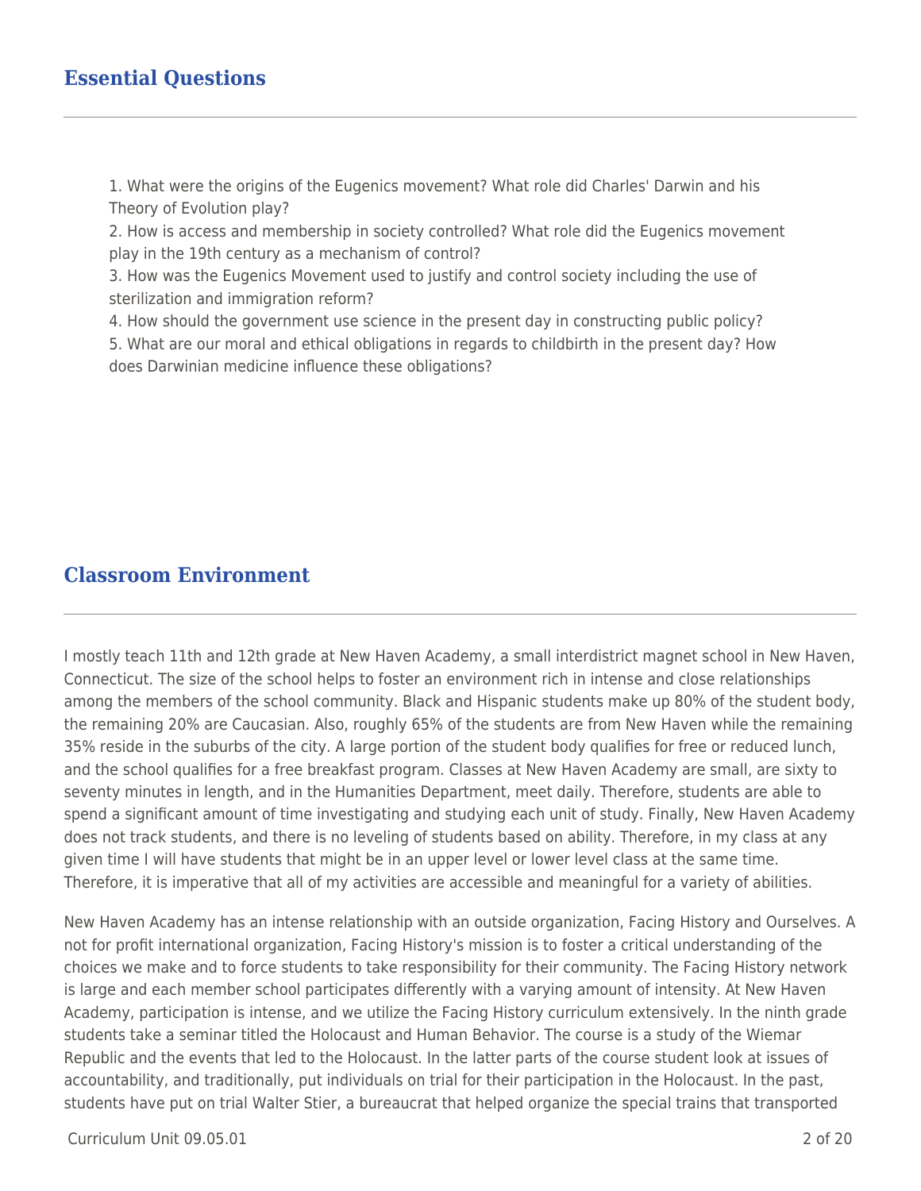## Essential Questions

1. What were the origins of the Eugenics movement? What role did Charles' Darwin and his Theory of Evolution play?
2. How is access and membership in society controlled? What role did the Eugenics movement play in the 19th century as a mechanism of control?
3. How was the Eugenics Movement used to justify and control society including the use of sterilization and immigration reform?
4. How should the government use science in the present day in constructing public policy?
5. What are our moral and ethical obligations in regards to childbirth in the present day? How does Darwinian medicine influence these obligations?

## Classroom Environment

I mostly teach 11th and 12th grade at New Haven Academy, a small interdistrict magnet school in New Haven, Connecticut. The size of the school helps to foster an environment rich in intense and close relationships among the members of the school community. Black and Hispanic students make up 80% of the student body, the remaining 20% are Caucasian. Also, roughly 65% of the students are from New Haven while the remaining 35% reside in the suburbs of the city. A large portion of the student body qualifies for free or reduced lunch, and the school qualifies for a free breakfast program. Classes at New Haven Academy are small, are sixty to seventy minutes in length, and in the Humanities Department, meet daily. Therefore, students are able to spend a significant amount of time investigating and studying each unit of study. Finally, New Haven Academy does not track students, and there is no leveling of students based on ability. Therefore, in my class at any given time I will have students that might be in an upper level or lower level class at the same time. Therefore, it is imperative that all of my activities are accessible and meaningful for a variety of abilities.

New Haven Academy has an intense relationship with an outside organization, Facing History and Ourselves. A not for profit international organization, Facing History's mission is to foster a critical understanding of the choices we make and to force students to take responsibility for their community. The Facing History network is large and each member school participates differently with a varying amount of intensity. At New Haven Academy, participation is intense, and we utilize the Facing History curriculum extensively. In the ninth grade students take a seminar titled the Holocaust and Human Behavior. The course is a study of the Wiemar Republic and the events that led to the Holocaust. In the latter parts of the course student look at issues of accountability, and traditionally, put individuals on trial for their participation in the Holocaust. In the past, students have put on trial Walter Stier, a bureaucrat that helped organize the special trains that transported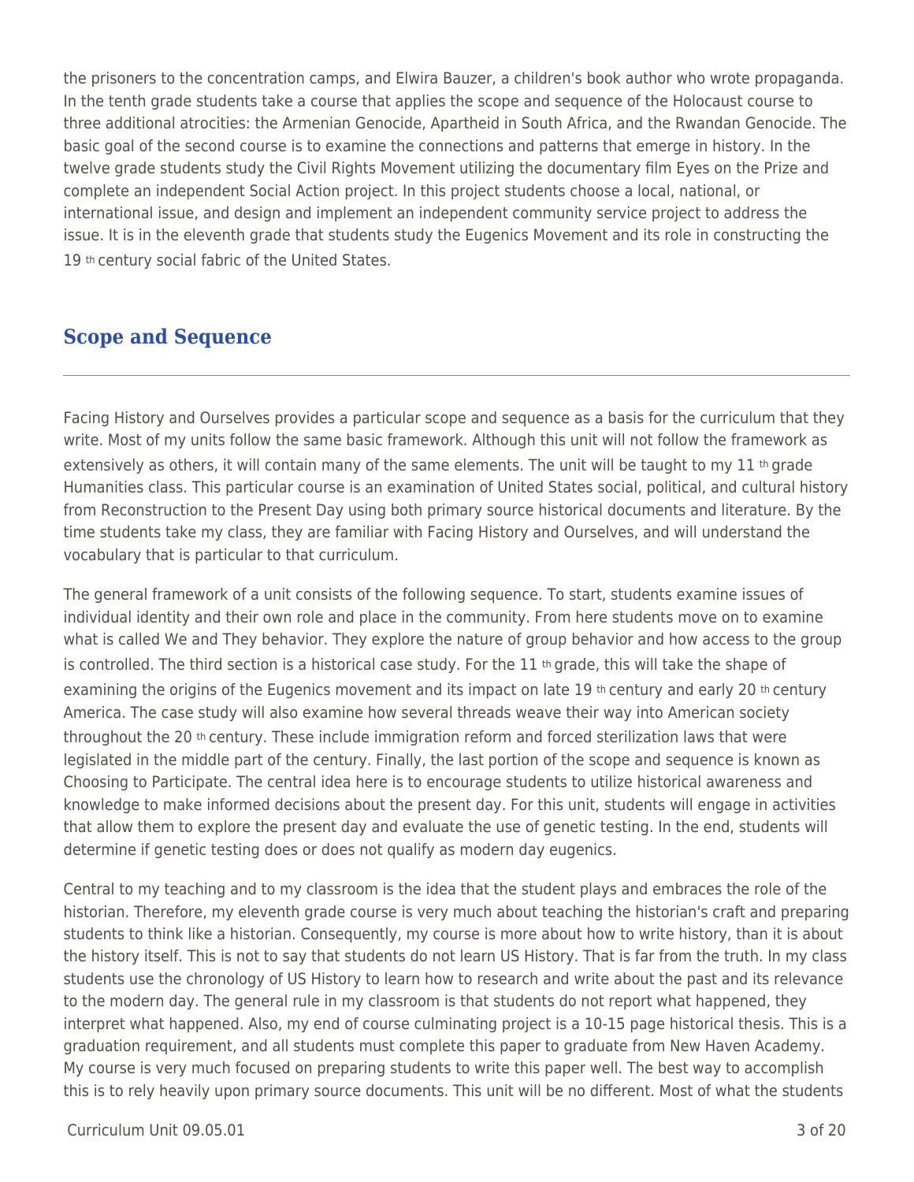the prisoners to the concentration camps, and Elwira Bauzer, a children's book author who wrote propaganda. In the tenth grade students take a course that applies the scope and sequence of the Holocaust course to three additional atrocities: the Armenian Genocide, Apartheid in South Africa, and the Rwandan Genocide. The basic goal of the second course is to examine the connections and patterns that emerge in history. In the twelve grade students study the Civil Rights Movement utilizing the documentary film Eyes on the Prize and complete an independent Social Action project. In this project students choose a local, national, or international issue, and design and implement an independent community service project to address the issue. It is in the eleventh grade that students study the Eugenics Movement and its role in constructing the 19th century social fabric of the United States.

## Scope and Sequence

Facing History and Ourselves provides a particular scope and sequence as a basis for the curriculum that they write. Most of my units follow the same basic framework. Although this unit will not follow the framework as extensively as others, it will contain many of the same elements. The unit will be taught to my 11th grade Humanities class. This particular course is an examination of United States social, political, and cultural history from Reconstruction to the Present Day using both primary source historical documents and literature. By the time students take my class, they are familiar with Facing History and Ourselves, and will understand the vocabulary that is particular to that curriculum.

The general framework of a unit consists of the following sequence. To start, students examine issues of individual identity and their own role and place in the community. From here students move on to examine what is called We and They behavior. They explore the nature of group behavior and how access to the group is controlled. The third section is a historical case study. For the 11th grade, this will take the shape of examining the origins of the Eugenics movement and its impact on late 19th century and early 20th century America. The case study will also examine how several threads weave their way into American society throughout the 20th century. These include immigration reform and forced sterilization laws that were legislated in the middle part of the century. Finally, the last portion of the scope and sequence is known as Choosing to Participate. The central idea here is to encourage students to utilize historical awareness and knowledge to make informed decisions about the present day. For this unit, students will engage in activities that allow them to explore the present day and evaluate the use of genetic testing. In the end, students will determine if genetic testing does or does not qualify as modern day eugenics.

Central to my teaching and to my classroom is the idea that the student plays and embraces the role of the historian. Therefore, my eleventh grade course is very much about teaching the historian's craft and preparing students to think like a historian. Consequently, my course is more about how to write history, than it is about the history itself. This is not to say that students do not learn US History. That is far from the truth. In my class students use the chronology of US History to learn how to research and write about the past and its relevance to the modern day. The general rule in my classroom is that students do not report what happened, they interpret what happened. Also, my end of course culminating project is a 10-15 page historical thesis. This is a graduation requirement, and all students must complete this paper to graduate from New Haven Academy. My course is very much focused on preparing students to write this paper well. The best way to accomplish this is to rely heavily upon primary source documents. This unit will be no different. Most of what the students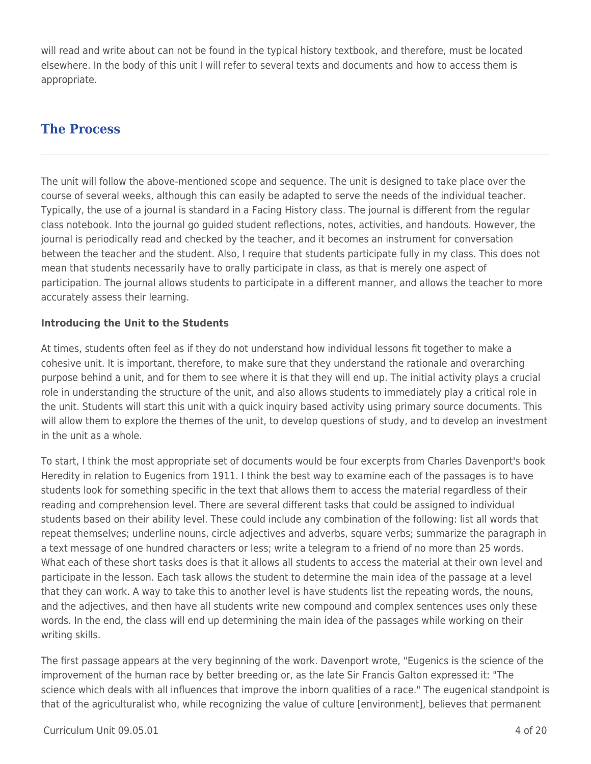will read and write about can not be found in the typical history textbook, and therefore, must be located elsewhere. In the body of this unit I will refer to several texts and documents and how to access them is appropriate.

## The Process

The unit will follow the above-mentioned scope and sequence. The unit is designed to take place over the course of several weeks, although this can easily be adapted to serve the needs of the individual teacher. Typically, the use of a journal is standard in a Facing History class. The journal is different from the regular class notebook. Into the journal go guided student reflections, notes, activities, and handouts. However, the journal is periodically read and checked by the teacher, and it becomes an instrument for conversation between the teacher and the student. Also, I require that students participate fully in my class. This does not mean that students necessarily have to orally participate in class, as that is merely one aspect of participation. The journal allows students to participate in a different manner, and allows the teacher to more accurately assess their learning.

**Introducing the Unit to the Students**

At times, students often feel as if they do not understand how individual lessons fit together to make a cohesive unit. It is important, therefore, to make sure that they understand the rationale and overarching purpose behind a unit, and for them to see where it is that they will end up. The initial activity plays a crucial role in understanding the structure of the unit, and also allows students to immediately play a critical role in the unit. Students will start this unit with a quick inquiry based activity using primary source documents. This will allow them to explore the themes of the unit, to develop questions of study, and to develop an investment in the unit as a whole.

To start, I think the most appropriate set of documents would be four excerpts from Charles Davenport's book Heredity in relation to Eugenics from 1911. I think the best way to examine each of the passages is to have students look for something specific in the text that allows them to access the material regardless of their reading and comprehension level. There are several different tasks that could be assigned to individual students based on their ability level. These could include any combination of the following: list all words that repeat themselves; underline nouns, circle adjectives and adverbs, square verbs; summarize the paragraph in a text message of one hundred characters or less; write a telegram to a friend of no more than 25 words. What each of these short tasks does is that it allows all students to access the material at their own level and participate in the lesson. Each task allows the student to determine the main idea of the passage at a level that they can work. A way to take this to another level is have students list the repeating words, the nouns, and the adjectives, and then have all students write new compound and complex sentences uses only these words. In the end, the class will end up determining the main idea of the passages while working on their writing skills.

The first passage appears at the very beginning of the work. Davenport wrote, "Eugenics is the science of the improvement of the human race by better breeding or, as the late Sir Francis Galton expressed it: "The science which deals with all influences that improve the inborn qualities of a race." The eugenical standpoint is that of the agriculturalist who, while recognizing the value of culture [environment], believes that permanent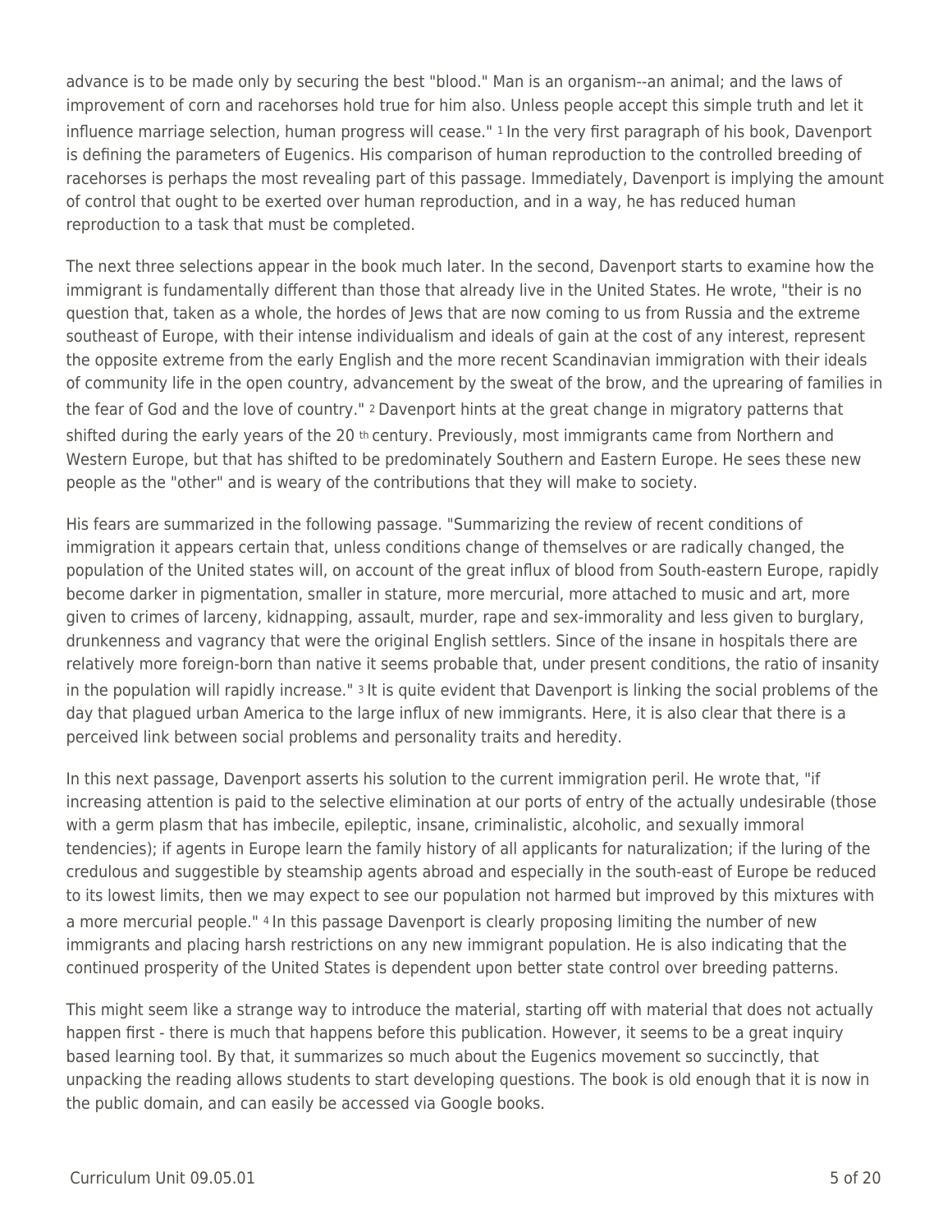advance is to be made only by securing the best "blood." Man is an organism--an animal; and the laws of improvement of corn and racehorses hold true for him also. Unless people accept this simple truth and let it influence marriage selection, human progress will cease." [1] In the very first paragraph of his book, Davenport is defining the parameters of Eugenics. His comparison of human reproduction to the controlled breeding of racehorses is perhaps the most revealing part of this passage. Immediately, Davenport is implying the amount of control that ought to be exerted over human reproduction, and in a way, he has reduced human reproduction to a task that must be completed.

The next three selections appear in the book much later. In the second, Davenport starts to examine how the immigrant is fundamentally different than those that already live in the United States. He wrote, "their is no question that, taken as a whole, the hordes of Jews that are now coming to us from Russia and the extreme southeast of Europe, with their intense individualism and ideals of gain at the cost of any interest, represent the opposite extreme from the early English and the more recent Scandinavian immigration with their ideals of community life in the open country, advancement by the sweat of the brow, and the uprearing of families in the fear of God and the love of country." [2] Davenport hints at the great change in migratory patterns that shifted during the early years of the 20 th century. Previously, most immigrants came from Northern and Western Europe, but that has shifted to be predominately Southern and Eastern Europe. He sees these new people as the "other" and is weary of the contributions that they will make to society.

His fears are summarized in the following passage. "Summarizing the review of recent conditions of immigration it appears certain that, unless conditions change of themselves or are radically changed, the population of the United states will, on account of the great influx of blood from South-eastern Europe, rapidly become darker in pigmentation, smaller in stature, more mercurial, more attached to music and art, more given to crimes of larceny, kidnapping, assault, murder, rape and sex-immorality and less given to burglary, drunkenness and vagrancy that were the original English settlers. Since of the insane in hospitals there are relatively more foreign-born than native it seems probable that, under present conditions, the ratio of insanity in the population will rapidly increase." [3] It is quite evident that Davenport is linking the social problems of the day that plagued urban America to the large influx of new immigrants. Here, it is also clear that there is a perceived link between social problems and personality traits and heredity.

In this next passage, Davenport asserts his solution to the current immigration peril. He wrote that, "if increasing attention is paid to the selective elimination at our ports of entry of the actually undesirable (those with a germ plasm that has imbecile, epileptic, insane, criminalistic, alcoholic, and sexually immoral tendencies); if agents in Europe learn the family history of all applicants for naturalization; if the luring of the credulous and suggestible by steamship agents abroad and especially in the south-east of Europe be reduced to its lowest limits, then we may expect to see our population not harmed but improved by this mixtures with a more mercurial people." [4] In this passage Davenport is clearly proposing limiting the number of new immigrants and placing harsh restrictions on any new immigrant population. He is also indicating that the continued prosperity of the United States is dependent upon better state control over breeding patterns.

This might seem like a strange way to introduce the material, starting off with material that does not actually happen first - there is much that happens before this publication. However, it seems to be a great inquiry based learning tool. By that, it summarizes so much about the Eugenics movement so succinctly, that unpacking the reading allows students to start developing questions. The book is old enough that it is now in the public domain, and can easily be accessed via Google books.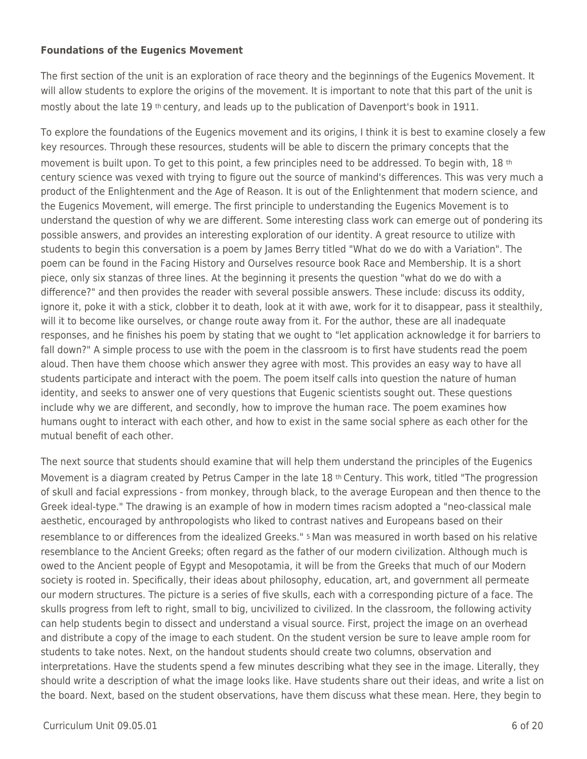**Foundations of the Eugenics Movement**

The first section of the unit is an exploration of race theory and the beginnings of the Eugenics Movement. It will allow students to explore the origins of the movement. It is important to note that this part of the unit is mostly about the late 19 th century, and leads up to the publication of Davenport's book in 1911.

To explore the foundations of the Eugenics movement and its origins, I think it is best to examine closely a few key resources. Through these resources, students will be able to discern the primary concepts that the movement is built upon. To get to this point, a few principles need to be addressed. To begin with, 18 th century science was vexed with trying to figure out the source of mankind's differences. This was very much a product of the Enlightenment and the Age of Reason. It is out of the Enlightenment that modern science, and the Eugenics Movement, will emerge. The first principle to understanding the Eugenics Movement is to understand the question of why we are different. Some interesting class work can emerge out of pondering its possible answers, and provides an interesting exploration of our identity. A great resource to utilize with students to begin this conversation is a poem by James Berry titled "What do we do with a Variation". The poem can be found in the Facing History and Ourselves resource book Race and Membership. It is a short piece, only six stanzas of three lines. At the beginning it presents the question "what do we do with a difference?" and then provides the reader with several possible answers. These include: discuss its oddity, ignore it, poke it with a stick, clobber it to death, look at it with awe, work for it to disappear, pass it stealthily, will it to become like ourselves, or change route away from it. For the author, these are all inadequate responses, and he finishes his poem by stating that we ought to "let application acknowledge it for barriers to fall down?" A simple process to use with the poem in the classroom is to first have students read the poem aloud. Then have them choose which answer they agree with most. This provides an easy way to have all students participate and interact with the poem. The poem itself calls into question the nature of human identity, and seeks to answer one of very questions that Eugenic scientists sought out. These questions include why we are different, and secondly, how to improve the human race. The poem examines how humans ought to interact with each other, and how to exist in the same social sphere as each other for the mutual benefit of each other.

The next source that students should examine that will help them understand the principles of the Eugenics Movement is a diagram created by Petrus Camper in the late 18 th Century. This work, titled "The progression of skull and facial expressions - from monkey, through black, to the average European and then thence to the Greek ideal-type." The drawing is an example of how in modern times racism adopted a "neo-classical male aesthetic, encouraged by anthropologists who liked to contrast natives and Europeans based on their resemblance to or differences from the idealized Greeks." [5] Man was measured in worth based on his relative resemblance to the Ancient Greeks; often regard as the father of our modern civilization. Although much is owed to the Ancient people of Egypt and Mesopotamia, it will be from the Greeks that much of our Modern society is rooted in. Specifically, their ideas about philosophy, education, art, and government all permeate our modern structures. The picture is a series of five skulls, each with a corresponding picture of a face. The skulls progress from left to right, small to big, uncivilized to civilized. In the classroom, the following activity can help students begin to dissect and understand a visual source. First, project the image on an overhead and distribute a copy of the image to each student. On the student version be sure to leave ample room for students to take notes. Next, on the handout students should create two columns, observation and interpretations. Have the students spend a few minutes describing what they see in the image. Literally, they should write a description of what the image looks like. Have students share out their ideas, and write a list on the board. Next, based on the student observations, have them discuss what these mean. Here, they begin to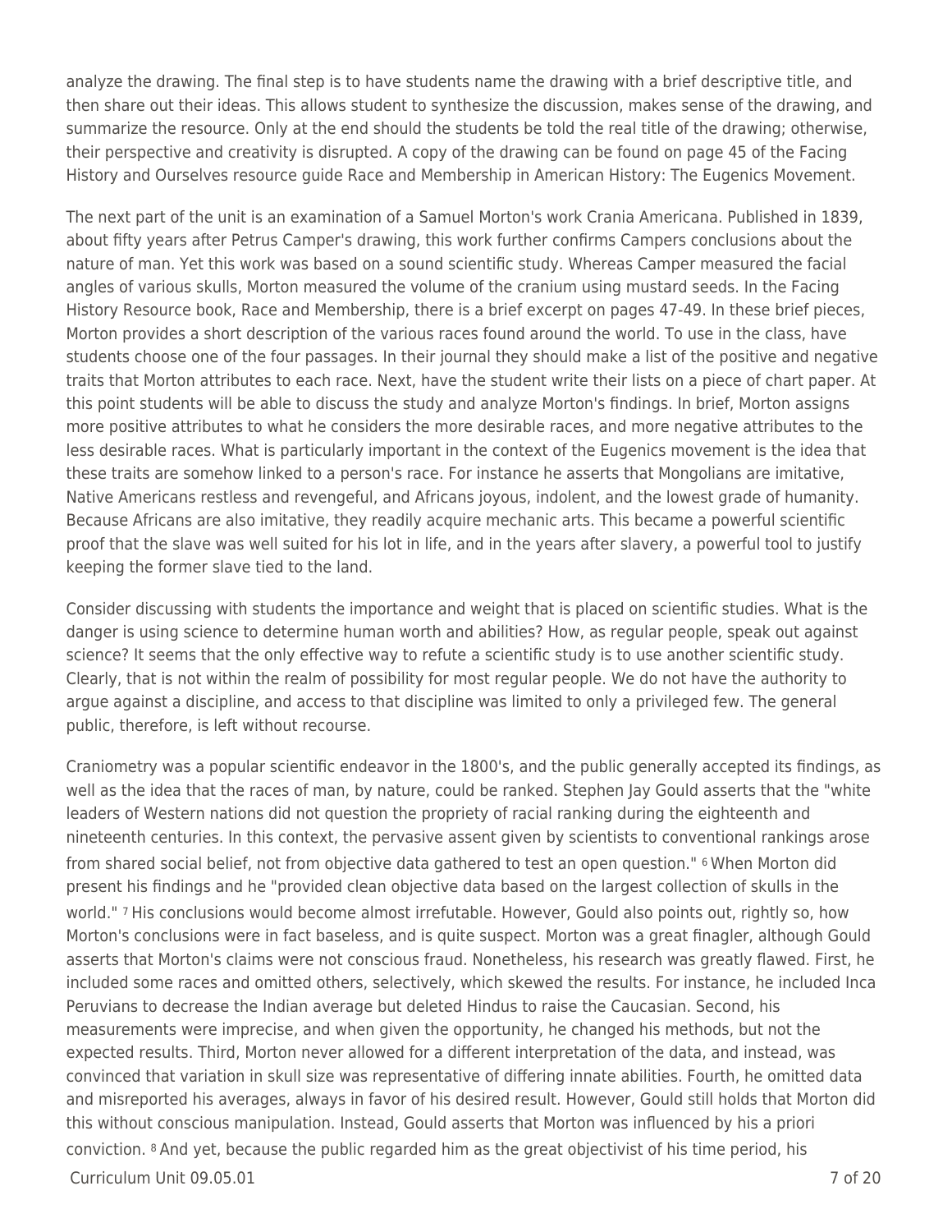analyze the drawing. The final step is to have students name the drawing with a brief descriptive title, and then share out their ideas. This allows student to synthesize the discussion, makes sense of the drawing, and summarize the resource. Only at the end should the students be told the real title of the drawing; otherwise, their perspective and creativity is disrupted. A copy of the drawing can be found on page 45 of the Facing History and Ourselves resource guide Race and Membership in American History: The Eugenics Movement.

The next part of the unit is an examination of a Samuel Morton's work Crania Americana. Published in 1839, about fifty years after Petrus Camper's drawing, this work further confirms Campers conclusions about the nature of man. Yet this work was based on a sound scientific study. Whereas Camper measured the facial angles of various skulls, Morton measured the volume of the cranium using mustard seeds. In the Facing History Resource book, Race and Membership, there is a brief excerpt on pages 47-49. In these brief pieces, Morton provides a short description of the various races found around the world. To use in the class, have students choose one of the four passages. In their journal they should make a list of the positive and negative traits that Morton attributes to each race. Next, have the student write their lists on a piece of chart paper. At this point students will be able to discuss the study and analyze Morton's findings. In brief, Morton assigns more positive attributes to what he considers the more desirable races, and more negative attributes to the less desirable races. What is particularly important in the context of the Eugenics movement is the idea that these traits are somehow linked to a person's race. For instance he asserts that Mongolians are imitative, Native Americans restless and revengeful, and Africans joyous, indolent, and the lowest grade of humanity. Because Africans are also imitative, they readily acquire mechanic arts. This became a powerful scientific proof that the slave was well suited for his lot in life, and in the years after slavery, a powerful tool to justify keeping the former slave tied to the land.

Consider discussing with students the importance and weight that is placed on scientific studies. What is the danger is using science to determine human worth and abilities? How, as regular people, speak out against science? It seems that the only effective way to refute a scientific study is to use another scientific study. Clearly, that is not within the realm of possibility for most regular people. We do not have the authority to argue against a discipline, and access to that discipline was limited to only a privileged few. The general public, therefore, is left without recourse.

Craniometry was a popular scientific endeavor in the 1800's, and the public generally accepted its findings, as well as the idea that the races of man, by nature, could be ranked. Stephen Jay Gould asserts that the "white leaders of Western nations did not question the propriety of racial ranking during the eighteenth and nineteenth centuries. In this context, the pervasive assent given by scientists to conventional rankings arose from shared social belief, not from objective data gathered to test an open question." [6] When Morton did present his findings and he "provided clean objective data based on the largest collection of skulls in the world." [7] His conclusions would become almost irrefutable. However, Gould also points out, rightly so, how Morton's conclusions were in fact baseless, and is quite suspect. Morton was a great finagler, although Gould asserts that Morton's claims were not conscious fraud. Nonetheless, his research was greatly flawed. First, he included some races and omitted others, selectively, which skewed the results. For instance, he included Inca Peruvians to decrease the Indian average but deleted Hindus to raise the Caucasian. Second, his measurements were imprecise, and when given the opportunity, he changed his methods, but not the expected results. Third, Morton never allowed for a different interpretation of the data, and instead, was convinced that variation in skull size was representative of differing innate abilities. Fourth, he omitted data and misreported his averages, always in favor of his desired result. However, Gould still holds that Morton did this without conscious manipulation. Instead, Gould asserts that Morton was influenced by his a priori conviction. [8] And yet, because the public regarded him as the great objectivist of his time period, his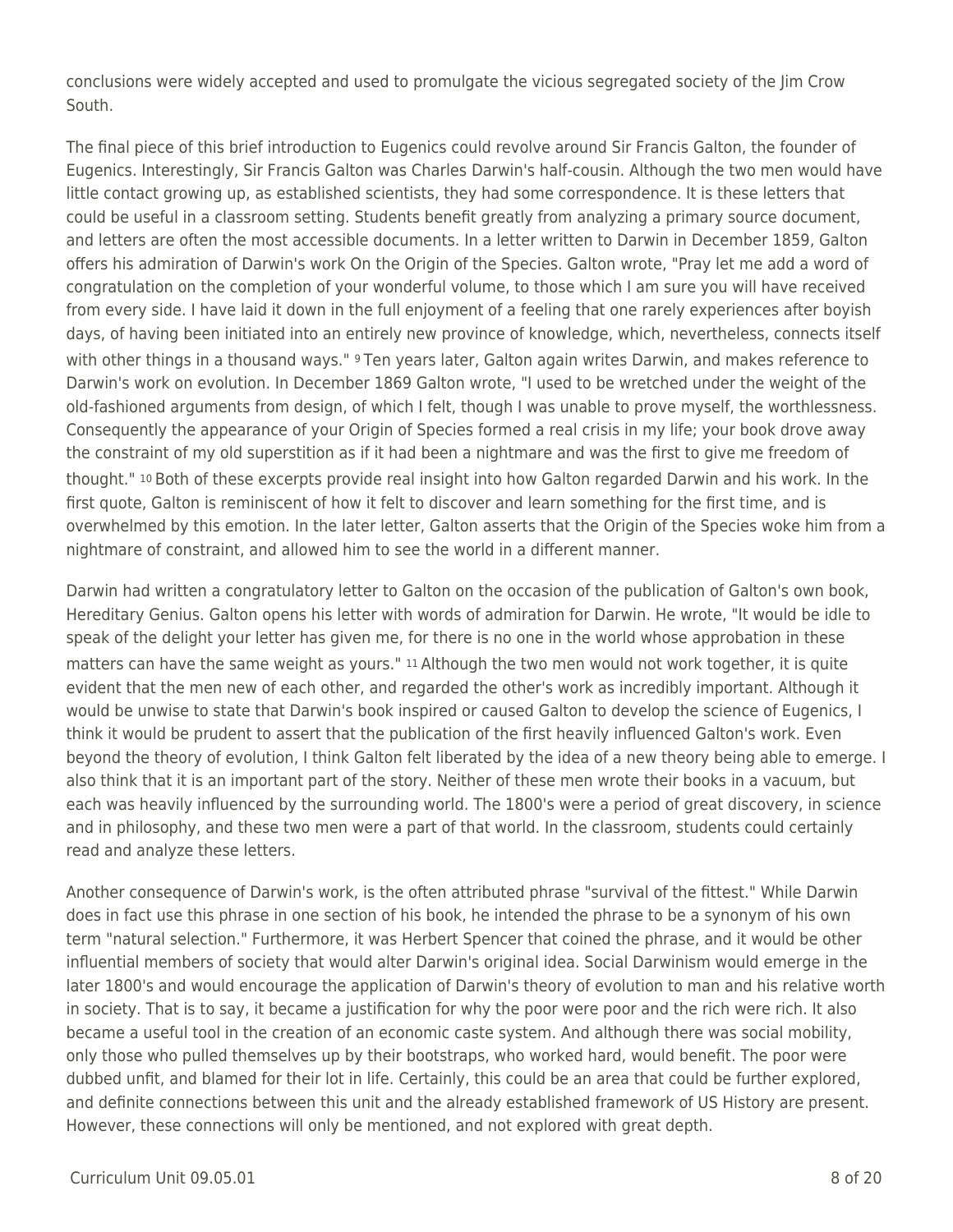conclusions were widely accepted and used to promulgate the vicious segregated society of the Jim Crow South.

The final piece of this brief introduction to Eugenics could revolve around Sir Francis Galton, the founder of Eugenics. Interestingly, Sir Francis Galton was Charles Darwin's half-cousin. Although the two men would have little contact growing up, as established scientists, they had some correspondence. It is these letters that could be useful in a classroom setting. Students benefit greatly from analyzing a primary source document, and letters are often the most accessible documents. In a letter written to Darwin in December 1859, Galton offers his admiration of Darwin's work On the Origin of the Species. Galton wrote, "Pray let me add a word of congratulation on the completion of your wonderful volume, to those which I am sure you will have received from every side. I have laid it down in the full enjoyment of a feeling that one rarely experiences after boyish days, of having been initiated into an entirely new province of knowledge, which, nevertheless, connects itself with other things in a thousand ways." [9] Ten years later, Galton again writes Darwin, and makes reference to Darwin's work on evolution. In December 1869 Galton wrote, "I used to be wretched under the weight of the old-fashioned arguments from design, of which I felt, though I was unable to prove myself, the worthlessness. Consequently the appearance of your Origin of Species formed a real crisis in my life; your book drove away the constraint of my old superstition as if it had been a nightmare and was the first to give me freedom of thought." [10] Both of these excerpts provide real insight into how Galton regarded Darwin and his work. In the first quote, Galton is reminiscent of how it felt to discover and learn something for the first time, and is overwhelmed by this emotion. In the later letter, Galton asserts that the Origin of the Species woke him from a nightmare of constraint, and allowed him to see the world in a different manner.

Darwin had written a congratulatory letter to Galton on the occasion of the publication of Galton's own book, Hereditary Genius. Galton opens his letter with words of admiration for Darwin. He wrote, "It would be idle to speak of the delight your letter has given me, for there is no one in the world whose approbation in these matters can have the same weight as yours." [11] Although the two men would not work together, it is quite evident that the men new of each other, and regarded the other's work as incredibly important. Although it would be unwise to state that Darwin's book inspired or caused Galton to develop the science of Eugenics, I think it would be prudent to assert that the publication of the first heavily influenced Galton's work. Even beyond the theory of evolution, I think Galton felt liberated by the idea of a new theory being able to emerge. I also think that it is an important part of the story. Neither of these men wrote their books in a vacuum, but each was heavily influenced by the surrounding world. The 1800's were a period of great discovery, in science and in philosophy, and these two men were a part of that world. In the classroom, students could certainly read and analyze these letters.

Another consequence of Darwin's work, is the often attributed phrase "survival of the fittest." While Darwin does in fact use this phrase in one section of his book, he intended the phrase to be a synonym of his own term "natural selection." Furthermore, it was Herbert Spencer that coined the phrase, and it would be other influential members of society that would alter Darwin's original idea. Social Darwinism would emerge in the later 1800's and would encourage the application of Darwin's theory of evolution to man and his relative worth in society. That is to say, it became a justification for why the poor were poor and the rich were rich. It also became a useful tool in the creation of an economic caste system. And although there was social mobility, only those who pulled themselves up by their bootstraps, who worked hard, would benefit. The poor were dubbed unfit, and blamed for their lot in life. Certainly, this could be an area that could be further explored, and definite connections between this unit and the already established framework of US History are present. However, these connections will only be mentioned, and not explored with great depth.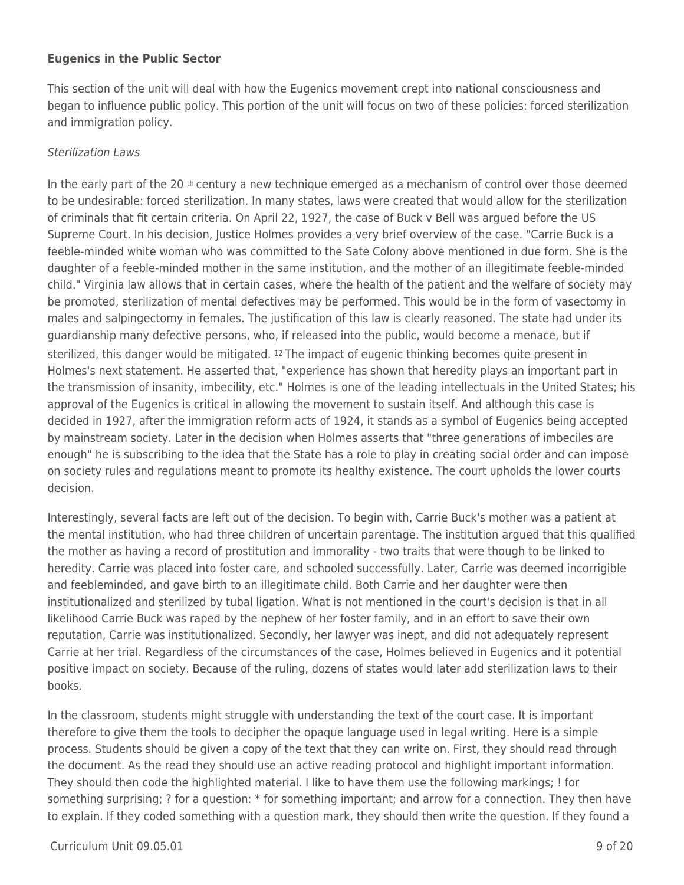**Eugenics in the Public Sector**

This section of the unit will deal with how the Eugenics movement crept into national consciousness and began to influence public policy. This portion of the unit will focus on two of these policies: forced sterilization and immigration policy.

*Sterilization Laws*

In the early part of the 20 th century a new technique emerged as a mechanism of control over those deemed to be undesirable: forced sterilization. In many states, laws were created that would allow for the sterilization of criminals that fit certain criteria. On April 22, 1927, the case of Buck v Bell was argued before the US Supreme Court. In his decision, Justice Holmes provides a very brief overview of the case. "Carrie Buck is a feeble-minded white woman who was committed to the Sate Colony above mentioned in due form. She is the daughter of a feeble-minded mother in the same institution, and the mother of an illegitimate feeble-minded child." Virginia law allows that in certain cases, where the health of the patient and the welfare of society may be promoted, sterilization of mental defectives may be performed. This would be in the form of vasectomy in males and salpingectomy in females. The justification of this law is clearly reasoned. The state had under its guardianship many defective persons, who, if released into the public, would become a menace, but if sterilized, this danger would be mitigated. [12] The impact of eugenic thinking becomes quite present in Holmes's next statement. He asserted that, "experience has shown that heredity plays an important part in the transmission of insanity, imbecility, etc." Holmes is one of the leading intellectuals in the United States; his approval of the Eugenics is critical in allowing the movement to sustain itself. And although this case is decided in 1927, after the immigration reform acts of 1924, it stands as a symbol of Eugenics being accepted by mainstream society. Later in the decision when Holmes asserts that "three generations of imbeciles are enough" he is subscribing to the idea that the State has a role to play in creating social order and can impose on society rules and regulations meant to promote its healthy existence. The court upholds the lower courts decision.

Interestingly, several facts are left out of the decision. To begin with, Carrie Buck's mother was a patient at the mental institution, who had three children of uncertain parentage. The institution argued that this qualified the mother as having a record of prostitution and immorality - two traits that were though to be linked to heredity. Carrie was placed into foster care, and schooled successfully. Later, Carrie was deemed incorrigible and feebleminded, and gave birth to an illegitimate child. Both Carrie and her daughter were then institutionalized and sterilized by tubal ligation. What is not mentioned in the court's decision is that in all likelihood Carrie Buck was raped by the nephew of her foster family, and in an effort to save their own reputation, Carrie was institutionalized. Secondly, her lawyer was inept, and did not adequately represent Carrie at her trial. Regardless of the circumstances of the case, Holmes believed in Eugenics and it potential positive impact on society. Because of the ruling, dozens of states would later add sterilization laws to their books.

In the classroom, students might struggle with understanding the text of the court case. It is important therefore to give them the tools to decipher the opaque language used in legal writing. Here is a simple process. Students should be given a copy of the text that they can write on. First, they should read through the document. As the read they should use an active reading protocol and highlight important information. They should then code the highlighted material. I like to have them use the following markings; ! for something surprising; ? for a question: * for something important; and arrow for a connection. They then have to explain. If they coded something with a question mark, they should then write the question. If they found a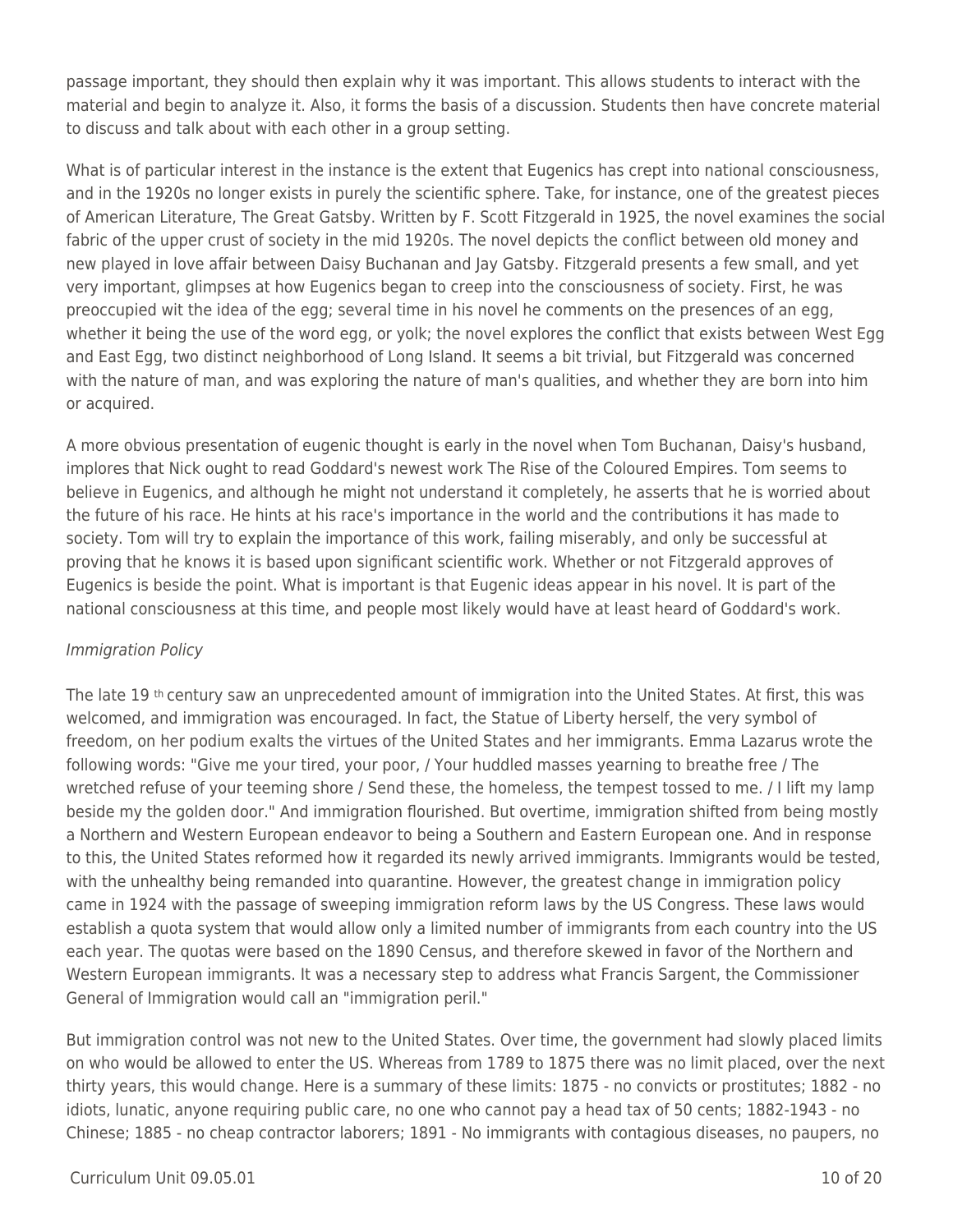passage important, they should then explain why it was important. This allows students to interact with the material and begin to analyze it. Also, it forms the basis of a discussion. Students then have concrete material to discuss and talk about with each other in a group setting.

What is of particular interest in the instance is the extent that Eugenics has crept into national consciousness, and in the 1920s no longer exists in purely the scientific sphere. Take, for instance, one of the greatest pieces of American Literature, The Great Gatsby. Written by F. Scott Fitzgerald in 1925, the novel examines the social fabric of the upper crust of society in the mid 1920s. The novel depicts the conflict between old money and new played in love affair between Daisy Buchanan and Jay Gatsby. Fitzgerald presents a few small, and yet very important, glimpses at how Eugenics began to creep into the consciousness of society. First, he was preoccupied wit the idea of the egg; several time in his novel he comments on the presences of an egg, whether it being the use of the word egg, or yolk; the novel explores the conflict that exists between West Egg and East Egg, two distinct neighborhood of Long Island. It seems a bit trivial, but Fitzgerald was concerned with the nature of man, and was exploring the nature of man's qualities, and whether they are born into him or acquired.

A more obvious presentation of eugenic thought is early in the novel when Tom Buchanan, Daisy's husband, implores that Nick ought to read Goddard's newest work The Rise of the Coloured Empires. Tom seems to believe in Eugenics, and although he might not understand it completely, he asserts that he is worried about the future of his race. He hints at his race's importance in the world and the contributions it has made to society. Tom will try to explain the importance of this work, failing miserably, and only be successful at proving that he knows it is based upon significant scientific work. Whether or not Fitzgerald approves of Eugenics is beside the point. What is important is that Eugenic ideas appear in his novel. It is part of the national consciousness at this time, and people most likely would have at least heard of Goddard's work.

*Immigration Policy*

The late 19 th century saw an unprecedented amount of immigration into the United States. At first, this was welcomed, and immigration was encouraged. In fact, the Statue of Liberty herself, the very symbol of freedom, on her podium exalts the virtues of the United States and her immigrants. Emma Lazarus wrote the following words: "Give me your tired, your poor, / Your huddled masses yearning to breathe free / The wretched refuse of your teeming shore / Send these, the homeless, the tempest tossed to me. / I lift my lamp beside my the golden door." And immigration flourished. But overtime, immigration shifted from being mostly a Northern and Western European endeavor to being a Southern and Eastern European one. And in response to this, the United States reformed how it regarded its newly arrived immigrants. Immigrants would be tested, with the unhealthy being remanded into quarantine. However, the greatest change in immigration policy came in 1924 with the passage of sweeping immigration reform laws by the US Congress. These laws would establish a quota system that would allow only a limited number of immigrants from each country into the US each year. The quotas were based on the 1890 Census, and therefore skewed in favor of the Northern and Western European immigrants. It was a necessary step to address what Francis Sargent, the Commissioner General of Immigration would call an "immigration peril."

But immigration control was not new to the United States. Over time, the government had slowly placed limits on who would be allowed to enter the US. Whereas from 1789 to 1875 there was no limit placed, over the next thirty years, this would change. Here is a summary of these limits: 1875 - no convicts or prostitutes; 1882 - no idiots, lunatic, anyone requiring public care, no one who cannot pay a head tax of 50 cents; 1882-1943 - no Chinese; 1885 - no cheap contractor laborers; 1891 - No immigrants with contagious diseases, no paupers, no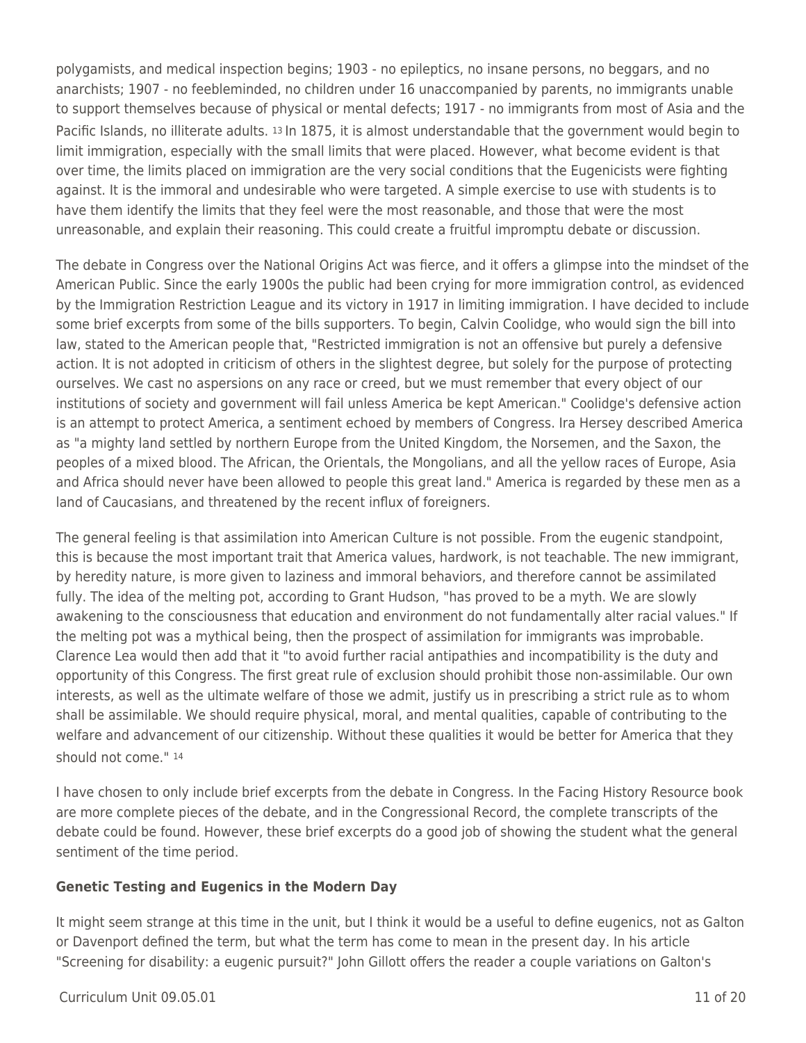polygamists, and medical inspection begins; 1903 - no epileptics, no insane persons, no beggars, and no anarchists; 1907 - no feebleminded, no children under 16 unaccompanied by parents, no immigrants unable to support themselves because of physical or mental defects; 1917 - no immigrants from most of Asia and the Pacific Islands, no illiterate adults. [13] In 1875, it is almost understandable that the government would begin to limit immigration, especially with the small limits that were placed. However, what become evident is that over time, the limits placed on immigration are the very social conditions that the Eugenicists were fighting against. It is the immoral and undesirable who were targeted. A simple exercise to use with students is to have them identify the limits that they feel were the most reasonable, and those that were the most unreasonable, and explain their reasoning. This could create a fruitful impromptu debate or discussion.

The debate in Congress over the National Origins Act was fierce, and it offers a glimpse into the mindset of the American Public. Since the early 1900s the public had been crying for more immigration control, as evidenced by the Immigration Restriction League and its victory in 1917 in limiting immigration. I have decided to include some brief excerpts from some of the bills supporters. To begin, Calvin Coolidge, who would sign the bill into law, stated to the American people that, "Restricted immigration is not an offensive but purely a defensive action. It is not adopted in criticism of others in the slightest degree, but solely for the purpose of protecting ourselves. We cast no aspersions on any race or creed, but we must remember that every object of our institutions of society and government will fail unless America be kept American." Coolidge's defensive action is an attempt to protect America, a sentiment echoed by members of Congress. Ira Hersey described America as "a mighty land settled by northern Europe from the United Kingdom, the Norsemen, and the Saxon, the peoples of a mixed blood. The African, the Orientals, the Mongolians, and all the yellow races of Europe, Asia and Africa should never have been allowed to people this great land." America is regarded by these men as a land of Caucasians, and threatened by the recent influx of foreigners.

The general feeling is that assimilation into American Culture is not possible. From the eugenic standpoint, this is because the most important trait that America values, hardwork, is not teachable. The new immigrant, by heredity nature, is more given to laziness and immoral behaviors, and therefore cannot be assimilated fully. The idea of the melting pot, according to Grant Hudson, "has proved to be a myth. We are slowly awakening to the consciousness that education and environment do not fundamentally alter racial values." If the melting pot was a mythical being, then the prospect of assimilation for immigrants was improbable. Clarence Lea would then add that it "to avoid further racial antipathies and incompatibility is the duty and opportunity of this Congress. The first great rule of exclusion should prohibit those non-assimilable. Our own interests, as well as the ultimate welfare of those we admit, justify us in prescribing a strict rule as to whom shall be assimilable. We should require physical, moral, and mental qualities, capable of contributing to the welfare and advancement of our citizenship. Without these qualities it would be better for America that they should not come." [14]

I have chosen to only include brief excerpts from the debate in Congress. In the Facing History Resource book are more complete pieces of the debate, and in the Congressional Record, the complete transcripts of the debate could be found. However, these brief excerpts do a good job of showing the student what the general sentiment of the time period.

**Genetic Testing and Eugenics in the Modern Day**

It might seem strange at this time in the unit, but I think it would be a useful to define eugenics, not as Galton or Davenport defined the term, but what the term has come to mean in the present day. In his article "Screening for disability: a eugenic pursuit?" John Gillott offers the reader a couple variations on Galton's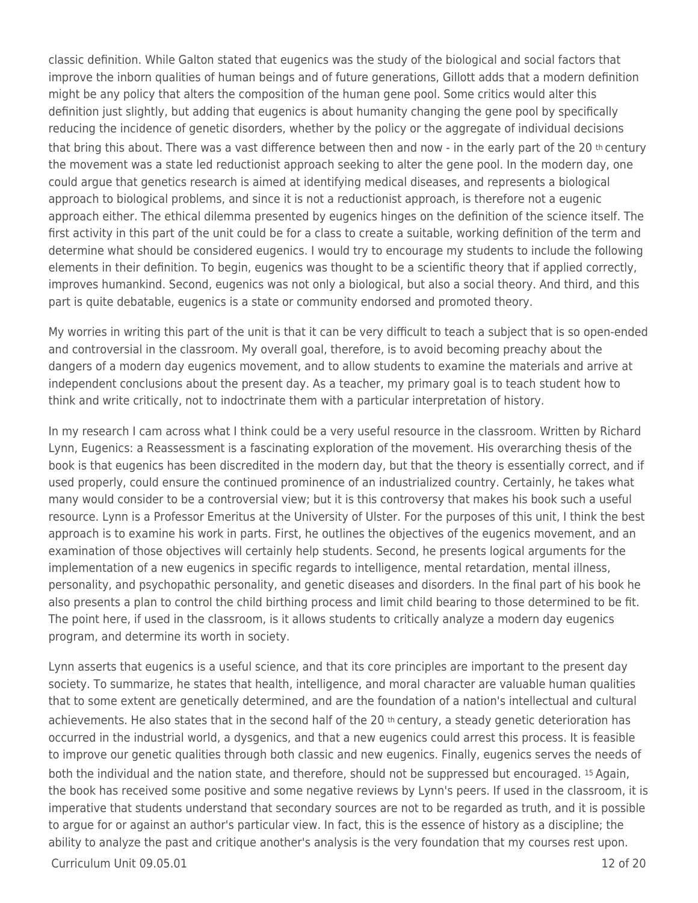classic definition. While Galton stated that eugenics was the study of the biological and social factors that improve the inborn qualities of human beings and of future generations, Gillott adds that a modern definition might be any policy that alters the composition of the human gene pool. Some critics would alter this definition just slightly, but adding that eugenics is about humanity changing the gene pool by specifically reducing the incidence of genetic disorders, whether by the policy or the aggregate of individual decisions that bring this about. There was a vast difference between then and now - in the early part of the 20 th century the movement was a state led reductionist approach seeking to alter the gene pool. In the modern day, one could argue that genetics research is aimed at identifying medical diseases, and represents a biological approach to biological problems, and since it is not a reductionist approach, is therefore not a eugenic approach either. The ethical dilemma presented by eugenics hinges on the definition of the science itself. The first activity in this part of the unit could be for a class to create a suitable, working definition of the term and determine what should be considered eugenics. I would try to encourage my students to include the following elements in their definition. To begin, eugenics was thought to be a scientific theory that if applied correctly, improves humankind. Second, eugenics was not only a biological, but also a social theory. And third, and this part is quite debatable, eugenics is a state or community endorsed and promoted theory.

My worries in writing this part of the unit is that it can be very difficult to teach a subject that is so open-ended and controversial in the classroom. My overall goal, therefore, is to avoid becoming preachy about the dangers of a modern day eugenics movement, and to allow students to examine the materials and arrive at independent conclusions about the present day. As a teacher, my primary goal is to teach student how to think and write critically, not to indoctrinate them with a particular interpretation of history.

In my research I cam across what I think could be a very useful resource in the classroom. Written by Richard Lynn, Eugenics: a Reassessment is a fascinating exploration of the movement. His overarching thesis of the book is that eugenics has been discredited in the modern day, but that the theory is essentially correct, and if used properly, could ensure the continued prominence of an industrialized country. Certainly, he takes what many would consider to be a controversial view; but it is this controversy that makes his book such a useful resource. Lynn is a Professor Emeritus at the University of Ulster. For the purposes of this unit, I think the best approach is to examine his work in parts. First, he outlines the objectives of the eugenics movement, and an examination of those objectives will certainly help students. Second, he presents logical arguments for the implementation of a new eugenics in specific regards to intelligence, mental retardation, mental illness, personality, and psychopathic personality, and genetic diseases and disorders. In the final part of his book he also presents a plan to control the child birthing process and limit child bearing to those determined to be fit. The point here, if used in the classroom, is it allows students to critically analyze a modern day eugenics program, and determine its worth in society.

Lynn asserts that eugenics is a useful science, and that its core principles are important to the present day society. To summarize, he states that health, intelligence, and moral character are valuable human qualities that to some extent are genetically determined, and are the foundation of a nation's intellectual and cultural achievements. He also states that in the second half of the 20 th century, a steady genetic deterioration has occurred in the industrial world, a dysgenics, and that a new eugenics could arrest this process. It is feasible to improve our genetic qualities through both classic and new eugenics. Finally, eugenics serves the needs of both the individual and the nation state, and therefore, should not be suppressed but encouraged. [15] Again, the book has received some positive and some negative reviews by Lynn's peers. If used in the classroom, it is imperative that students understand that secondary sources are not to be regarded as truth, and it is possible to argue for or against an author's particular view. In fact, this is the essence of history as a discipline; the ability to analyze the past and critique another's analysis is the very foundation that my courses rest upon.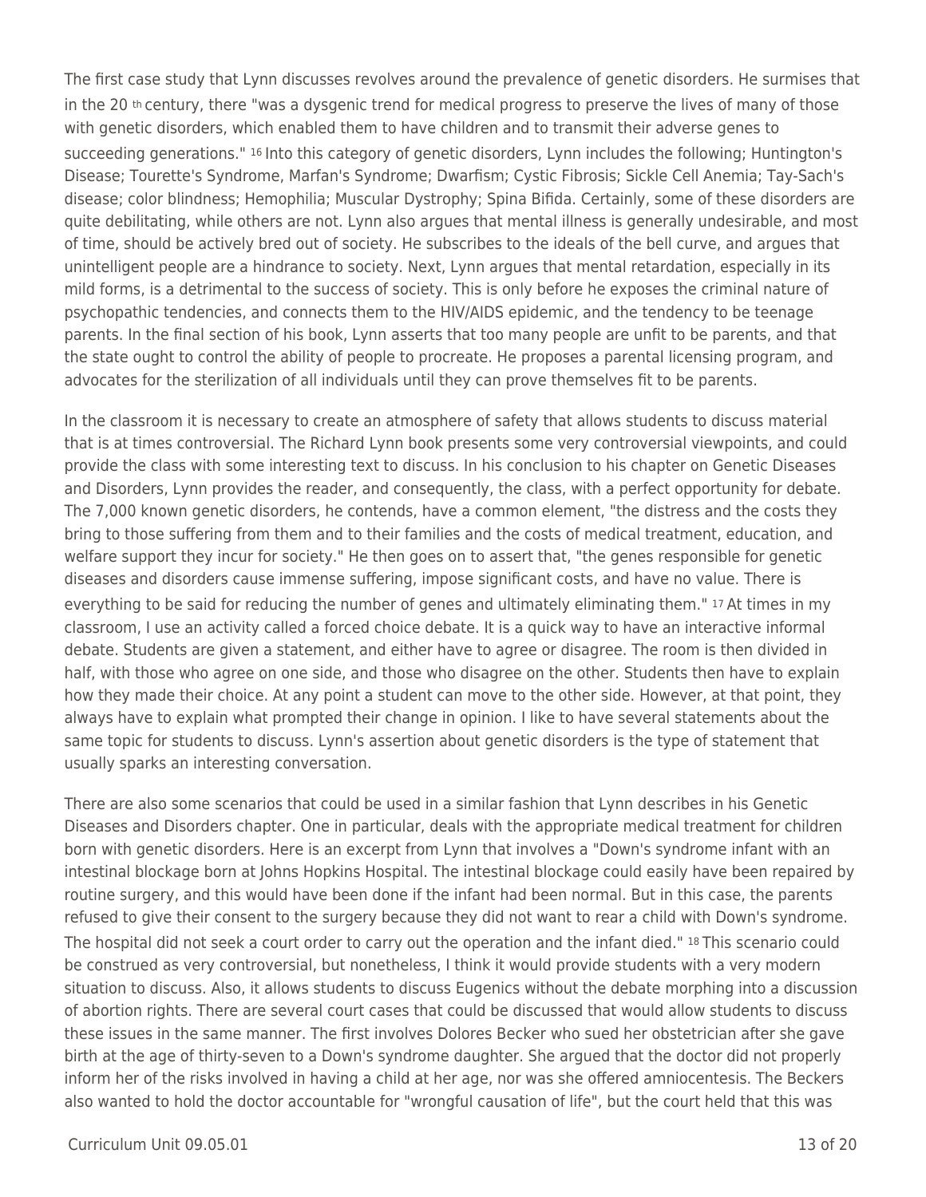The first case study that Lynn discusses revolves around the prevalence of genetic disorders. He surmises that in the 20 th century, there "was a dysgenic trend for medical progress to preserve the lives of many of those with genetic disorders, which enabled them to have children and to transmit their adverse genes to succeeding generations." [16] Into this category of genetic disorders, Lynn includes the following; Huntington's Disease; Tourette's Syndrome, Marfan's Syndrome; Dwarfism; Cystic Fibrosis; Sickle Cell Anemia; Tay-Sach's disease; color blindness; Hemophilia; Muscular Dystrophy; Spina Bifida. Certainly, some of these disorders are quite debilitating, while others are not. Lynn also argues that mental illness is generally undesirable, and most of time, should be actively bred out of society. He subscribes to the ideals of the bell curve, and argues that unintelligent people are a hindrance to society. Next, Lynn argues that mental retardation, especially in its mild forms, is a detrimental to the success of society. This is only before he exposes the criminal nature of psychopathic tendencies, and connects them to the HIV/AIDS epidemic, and the tendency to be teenage parents. In the final section of his book, Lynn asserts that too many people are unfit to be parents, and that the state ought to control the ability of people to procreate. He proposes a parental licensing program, and advocates for the sterilization of all individuals until they can prove themselves fit to be parents.

In the classroom it is necessary to create an atmosphere of safety that allows students to discuss material that is at times controversial. The Richard Lynn book presents some very controversial viewpoints, and could provide the class with some interesting text to discuss. In his conclusion to his chapter on Genetic Diseases and Disorders, Lynn provides the reader, and consequently, the class, with a perfect opportunity for debate. The 7,000 known genetic disorders, he contends, have a common element, "the distress and the costs they bring to those suffering from them and to their families and the costs of medical treatment, education, and welfare support they incur for society." He then goes on to assert that, "the genes responsible for genetic diseases and disorders cause immense suffering, impose significant costs, and have no value. There is everything to be said for reducing the number of genes and ultimately eliminating them." [17] At times in my classroom, I use an activity called a forced choice debate. It is a quick way to have an interactive informal debate. Students are given a statement, and either have to agree or disagree. The room is then divided in half, with those who agree on one side, and those who disagree on the other. Students then have to explain how they made their choice. At any point a student can move to the other side. However, at that point, they always have to explain what prompted their change in opinion. I like to have several statements about the same topic for students to discuss. Lynn's assertion about genetic disorders is the type of statement that usually sparks an interesting conversation.

There are also some scenarios that could be used in a similar fashion that Lynn describes in his Genetic Diseases and Disorders chapter. One in particular, deals with the appropriate medical treatment for children born with genetic disorders. Here is an excerpt from Lynn that involves a "Down's syndrome infant with an intestinal blockage born at Johns Hopkins Hospital. The intestinal blockage could easily have been repaired by routine surgery, and this would have been done if the infant had been normal. But in this case, the parents refused to give their consent to the surgery because they did not want to rear a child with Down's syndrome. The hospital did not seek a court order to carry out the operation and the infant died." [18] This scenario could be construed as very controversial, but nonetheless, I think it would provide students with a very modern situation to discuss. Also, it allows students to discuss Eugenics without the debate morphing into a discussion of abortion rights. There are several court cases that could be discussed that would allow students to discuss these issues in the same manner. The first involves Dolores Becker who sued her obstetrician after she gave birth at the age of thirty-seven to a Down's syndrome daughter. She argued that the doctor did not properly inform her of the risks involved in having a child at her age, nor was she offered amniocentesis. The Beckers also wanted to hold the doctor accountable for "wrongful causation of life", but the court held that this was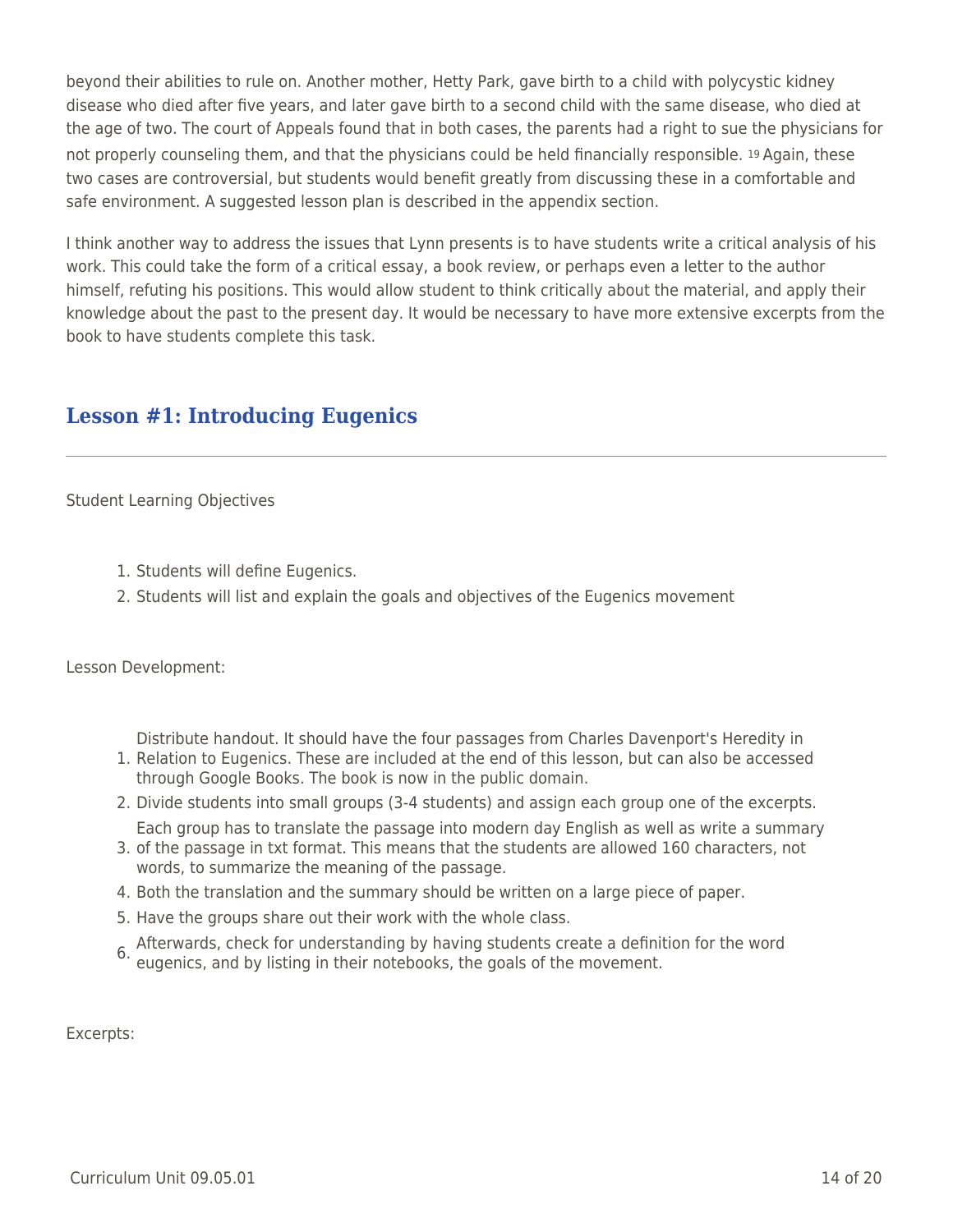beyond their abilities to rule on. Another mother, Hetty Park, gave birth to a child with polycystic kidney disease who died after five years, and later gave birth to a second child with the same disease, who died at the age of two. The court of Appeals found that in both cases, the parents had a right to sue the physicians for not properly counseling them, and that the physicians could be held financially responsible.[19] Again, these two cases are controversial, but students would benefit greatly from discussing these in a comfortable and safe environment. A suggested lesson plan is described in the appendix section.

I think another way to address the issues that Lynn presents is to have students write a critical analysis of his work. This could take the form of a critical essay, a book review, or perhaps even a letter to the author himself, refuting his positions. This would allow student to think critically about the material, and apply their knowledge about the past to the present day. It would be necessary to have more extensive excerpts from the book to have students complete this task.

## Lesson #1: Introducing Eugenics

Student Learning Objectives

1. Students will define Eugenics.
2. Students will list and explain the goals and objectives of the Eugenics movement

Lesson Development:

1. Distribute handout. It should have the four passages from Charles Davenport's Heredity in Relation to Eugenics. These are included at the end of this lesson, but can also be accessed through Google Books. The book is now in the public domain.
2. Divide students into small groups (3-4 students) and assign each group one of the excerpts.
3. Each group has to translate the passage into modern day English as well as write a summary of the passage in txt format. This means that the students are allowed 160 characters, not words, to summarize the meaning of the passage.
4. Both the translation and the summary should be written on a large piece of paper.
5. Have the groups share out their work with the whole class.
6. Afterwards, check for understanding by having students create a definition for the word eugenics, and by listing in their notebooks, the goals of the movement.

Excerpts: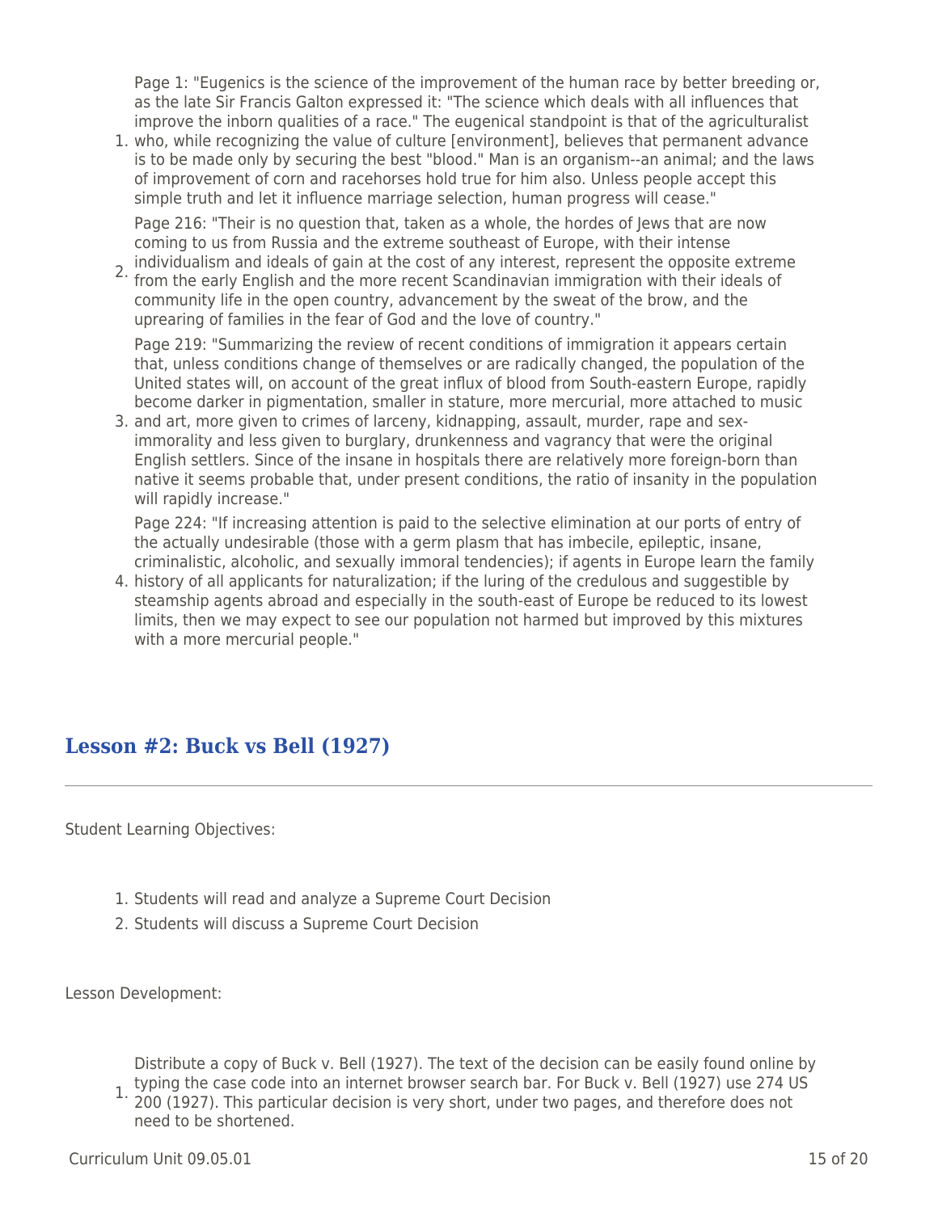1. Page 1: "Eugenics is the science of the improvement of the human race by better breeding or, as the late Sir Francis Galton expressed it: "The science which deals with all influences that improve the inborn qualities of a race." The eugenical standpoint is that of the agriculturalist who, while recognizing the value of culture [environment], believes that permanent advance is to be made only by securing the best "blood." Man is an organism--an animal; and the laws of improvement of corn and racehorses hold true for him also. Unless people accept this simple truth and let it influence marriage selection, human progress will cease."
2. Page 216: "Their is no question that, taken as a whole, the hordes of Jews that are now coming to us from Russia and the extreme southeast of Europe, with their intense individualism and ideals of gain at the cost of any interest, represent the opposite extreme from the early English and the more recent Scandinavian immigration with their ideals of community life in the open country, advancement by the sweat of the brow, and the uprearing of families in the fear of God and the love of country."
3. Page 219: "Summarizing the review of recent conditions of immigration it appears certain that, unless conditions change of themselves or are radically changed, the population of the United states will, on account of the great influx of blood from South-eastern Europe, rapidly become darker in pigmentation, smaller in stature, more mercurial, more attached to music and art, more given to crimes of larceny, kidnapping, assault, murder, rape and sex-immorality and less given to burglary, drunkenness and vagrancy that were the original English settlers. Since of the insane in hospitals there are relatively more foreign-born than native it seems probable that, under present conditions, the ratio of insanity in the population will rapidly increase."
4. Page 224: "If increasing attention is paid to the selective elimination at our ports of entry of the actually undesirable (those with a germ plasm that has imbecile, epileptic, insane, criminalistic, alcoholic, and sexually immoral tendencies); if agents in Europe learn the family history of all applicants for naturalization; if the luring of the credulous and suggestible by steamship agents abroad and especially in the south-east of Europe be reduced to its lowest limits, then we may expect to see our population not harmed but improved by this mixtures with a more mercurial people."

## Lesson #2: Buck vs Bell (1927)

Student Learning Objectives:

1. Students will read and analyze a Supreme Court Decision
2. Students will discuss a Supreme Court Decision

Lesson Development:

1. Distribute a copy of Buck v. Bell (1927). The text of the decision can be easily found online by typing the case code into an internet browser search bar. For Buck v. Bell (1927) use 274 US 200 (1927). This particular decision is very short, under two pages, and therefore does not need to be shortened.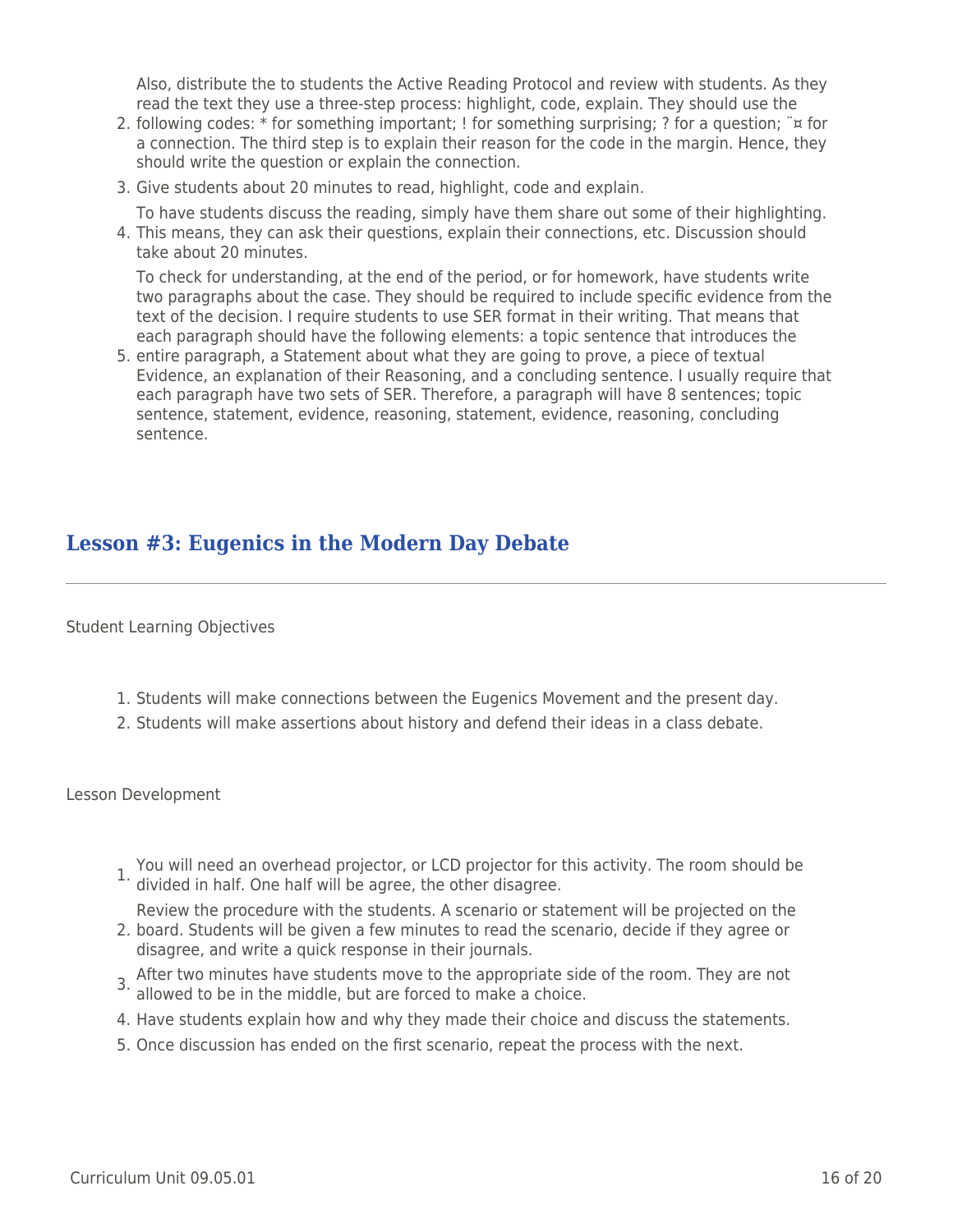2. Also, distribute the to students the Active Reading Protocol and review with students. As they read the text they use a three-step process: highlight, code, explain. They should use the following codes: * for something important; ! for something surprising; ? for a question; ¨¤ for a connection. The third step is to explain their reason for the code in the margin. Hence, they should write the question or explain the connection.
3. Give students about 20 minutes to read, highlight, code and explain.
4. To have students discuss the reading, simply have them share out some of their highlighting. This means, they can ask their questions, explain their connections, etc. Discussion should take about 20 minutes.
5. To check for understanding, at the end of the period, or for homework, have students write two paragraphs about the case. They should be required to include specific evidence from the text of the decision. I require students to use SER format in their writing. That means that each paragraph should have the following elements: a topic sentence that introduces the entire paragraph, a Statement about what they are going to prove, a piece of textual Evidence, an explanation of their Reasoning, and a concluding sentence. I usually require that each paragraph have two sets of SER. Therefore, a paragraph will have 8 sentences; topic sentence, statement, evidence, reasoning, statement, evidence, reasoning, concluding sentence.

## Lesson #3: Eugenics in the Modern Day Debate

Student Learning Objectives

1. Students will make connections between the Eugenics Movement and the present day.
2. Students will make assertions about history and defend their ideas in a class debate.

Lesson Development

1. You will need an overhead projector, or LCD projector for this activity. The room should be divided in half. One half will be agree, the other disagree.
2. Review the procedure with the students. A scenario or statement will be projected on the board. Students will be given a few minutes to read the scenario, decide if they agree or disagree, and write a quick response in their journals.
3. After two minutes have students move to the appropriate side of the room. They are not allowed to be in the middle, but are forced to make a choice.
4. Have students explain how and why they made their choice and discuss the statements.
5. Once discussion has ended on the first scenario, repeat the process with the next.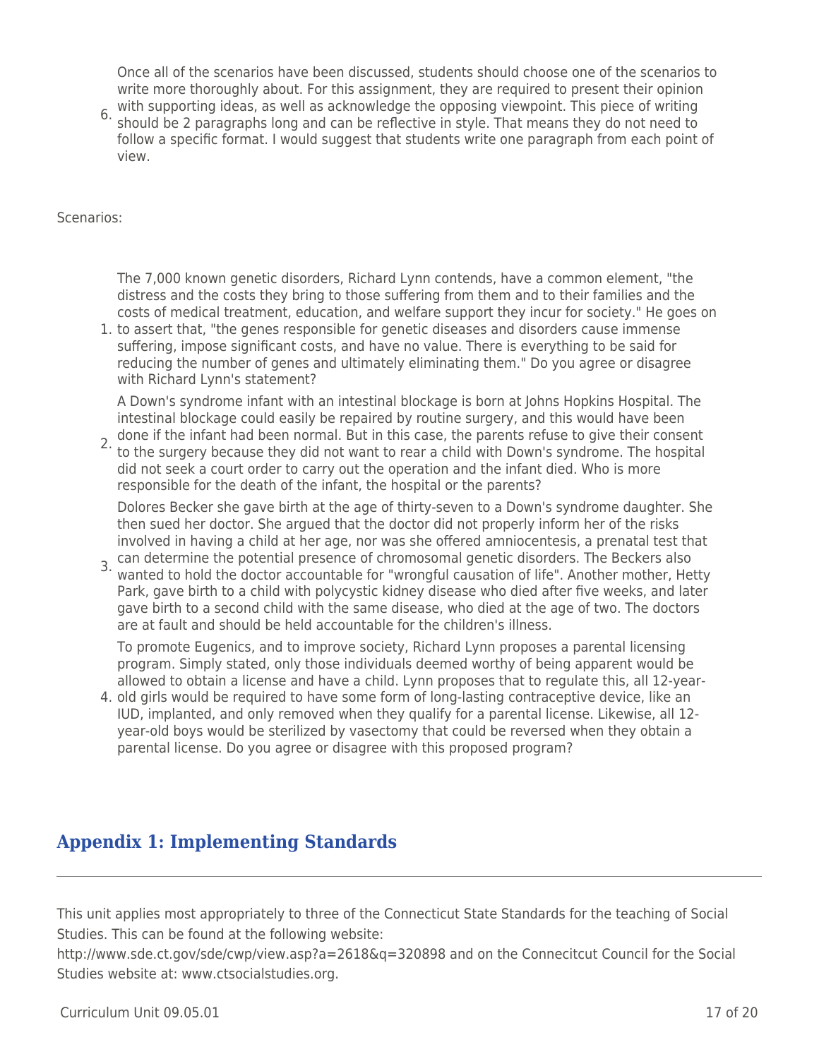6. Once all of the scenarios have been discussed, students should choose one of the scenarios to write more thoroughly about. For this assignment, they are required to present their opinion with supporting ideas, as well as acknowledge the opposing viewpoint. This piece of writing should be 2 paragraphs long and can be reflective in style. That means they do not need to follow a specific format. I would suggest that students write one paragraph from each point of view.

Scenarios:

1. The 7,000 known genetic disorders, Richard Lynn contends, have a common element, "the distress and the costs they bring to those suffering from them and to their families and the costs of medical treatment, education, and welfare support they incur for society." He goes on to assert that, "the genes responsible for genetic diseases and disorders cause immense suffering, impose significant costs, and have no value. There is everything to be said for reducing the number of genes and ultimately eliminating them." Do you agree or disagree with Richard Lynn's statement?
2. A Down's syndrome infant with an intestinal blockage is born at Johns Hopkins Hospital. The intestinal blockage could easily be repaired by routine surgery, and this would have been done if the infant had been normal. But in this case, the parents refuse to give their consent to the surgery because they did not want to rear a child with Down's syndrome. The hospital did not seek a court order to carry out the operation and the infant died. Who is more responsible for the death of the infant, the hospital or the parents?
3. Dolores Becker she gave birth at the age of thirty-seven to a Down's syndrome daughter. She then sued her doctor. She argued that the doctor did not properly inform her of the risks involved in having a child at her age, nor was she offered amniocentesis, a prenatal test that can determine the potential presence of chromosomal genetic disorders. The Beckers also wanted to hold the doctor accountable for "wrongful causation of life". Another mother, Hetty Park, gave birth to a child with polycystic kidney disease who died after five weeks, and later gave birth to a second child with the same disease, who died at the age of two. The doctors are at fault and should be held accountable for the children's illness.
4. To promote Eugenics, and to improve society, Richard Lynn proposes a parental licensing program. Simply stated, only those individuals deemed worthy of being apparent would be allowed to obtain a license and have a child. Lynn proposes that to regulate this, all 12-year-old girls would be required to have some form of long-lasting contraceptive device, like an IUD, implanted, and only removed when they qualify for a parental license. Likewise, all 12-year-old boys would be sterilized by vasectomy that could be reversed when they obtain a parental license. Do you agree or disagree with this proposed program?

## Appendix 1: Implementing Standards

This unit applies most appropriately to three of the Connecticut State Standards for the teaching of Social Studies. This can be found at the following website:
http://www.sde.ct.gov/sde/cwp/view.asp?a=2618&q=320898 and on the Connecitcut Council for the Social Studies website at: www.ctsocialstudies.org.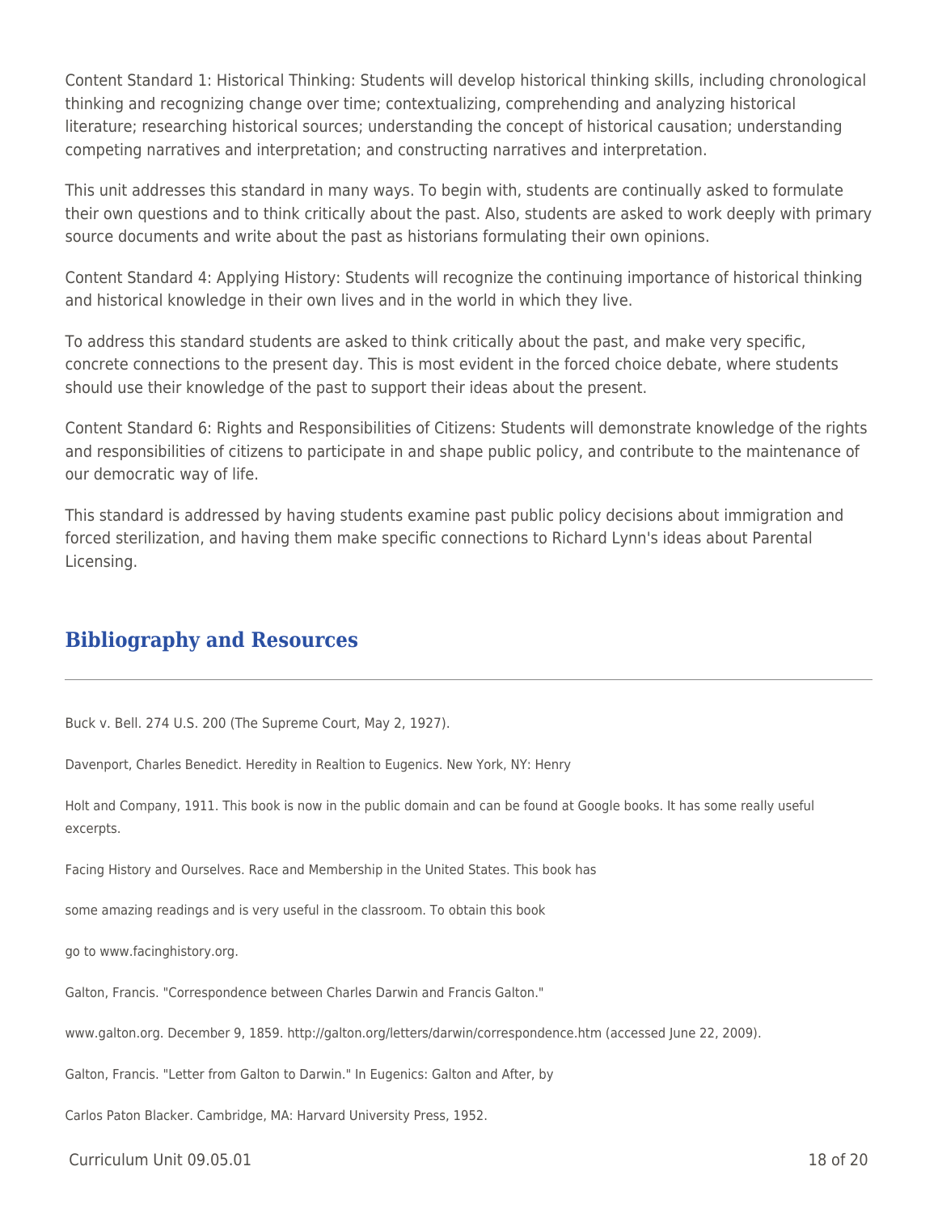Content Standard 1: Historical Thinking: Students will develop historical thinking skills, including chronological thinking and recognizing change over time; contextualizing, comprehending and analyzing historical literature; researching historical sources; understanding the concept of historical causation; understanding competing narratives and interpretation; and constructing narratives and interpretation.

This unit addresses this standard in many ways. To begin with, students are continually asked to formulate their own questions and to think critically about the past. Also, students are asked to work deeply with primary source documents and write about the past as historians formulating their own opinions.

Content Standard 4: Applying History: Students will recognize the continuing importance of historical thinking and historical knowledge in their own lives and in the world in which they live.

To address this standard students are asked to think critically about the past, and make very specific, concrete connections to the present day. This is most evident in the forced choice debate, where students should use their knowledge of the past to support their ideas about the present.

Content Standard 6: Rights and Responsibilities of Citizens: Students will demonstrate knowledge of the rights and responsibilities of citizens to participate in and shape public policy, and contribute to the maintenance of our democratic way of life.

This standard is addressed by having students examine past public policy decisions about immigration and forced sterilization, and having them make specific connections to Richard Lynn's ideas about Parental Licensing.

## Bibliography and Resources

Buck v. Bell. 274 U.S. 200 (The Supreme Court, May 2, 1927).

Davenport, Charles Benedict. Heredity in Realtion to Eugenics. New York, NY: Henry

Holt and Company, 1911. This book is now in the public domain and can be found at Google books. It has some really useful excerpts.

Facing History and Ourselves. Race and Membership in the United States. This book has

some amazing readings and is very useful in the classroom. To obtain this book

go to www.facinghistory.org.

Galton, Francis. "Correspondence between Charles Darwin and Francis Galton."

www.galton.org. December 9, 1859. http://galton.org/letters/darwin/correspondence.htm (accessed June 22, 2009).

Galton, Francis. "Letter from Galton to Darwin." In Eugenics: Galton and After, by

Carlos Paton Blacker. Cambridge, MA: Harvard University Press, 1952.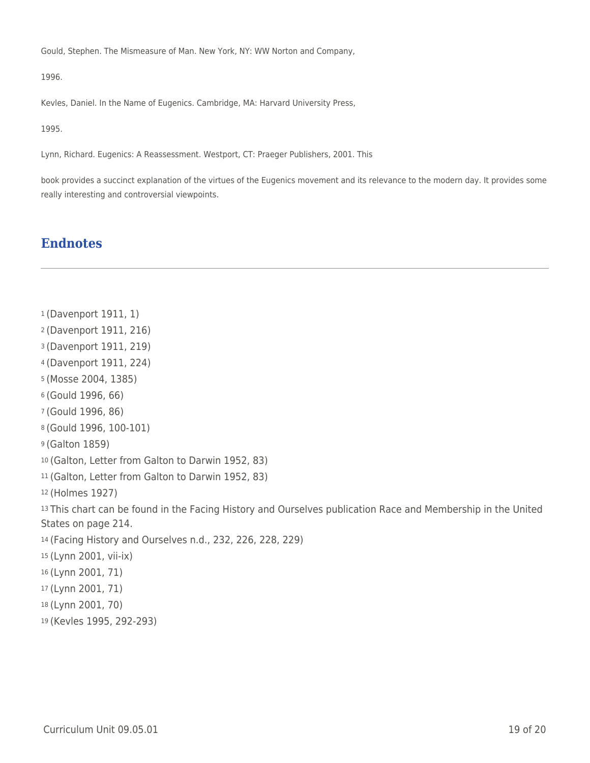Gould, Stephen. The Mismeasure of Man. New York, NY: WW Norton and Company, 1996.

Kevles, Daniel. In the Name of Eugenics. Cambridge, MA: Harvard University Press, 1995.

Lynn, Richard. Eugenics: A Reassessment. Westport, CT: Praeger Publishers, 2001. This book provides a succinct explanation of the virtues of the Eugenics movement and its relevance to the modern day. It provides some really interesting and controversial viewpoints.

## Endnotes

1 (Davenport 1911, 1)
2 (Davenport 1911, 216)
3 (Davenport 1911, 219)
4 (Davenport 1911, 224)
5 (Mosse 2004, 1385)
6 (Gould 1996, 66)
7 (Gould 1996, 86)
8 (Gould 1996, 100-101)
9 (Galton 1859)
10 (Galton, Letter from Galton to Darwin 1952, 83)
11 (Galton, Letter from Galton to Darwin 1952, 83)
12 (Holmes 1927)
13 This chart can be found in the Facing History and Ourselves publication Race and Membership in the United States on page 214.
14 (Facing History and Ourselves n.d., 232, 226, 228, 229)
15 (Lynn 2001, vii-ix)
16 (Lynn 2001, 71)
17 (Lynn 2001, 71)
18 (Lynn 2001, 70)
19 (Kevles 1995, 292-293)